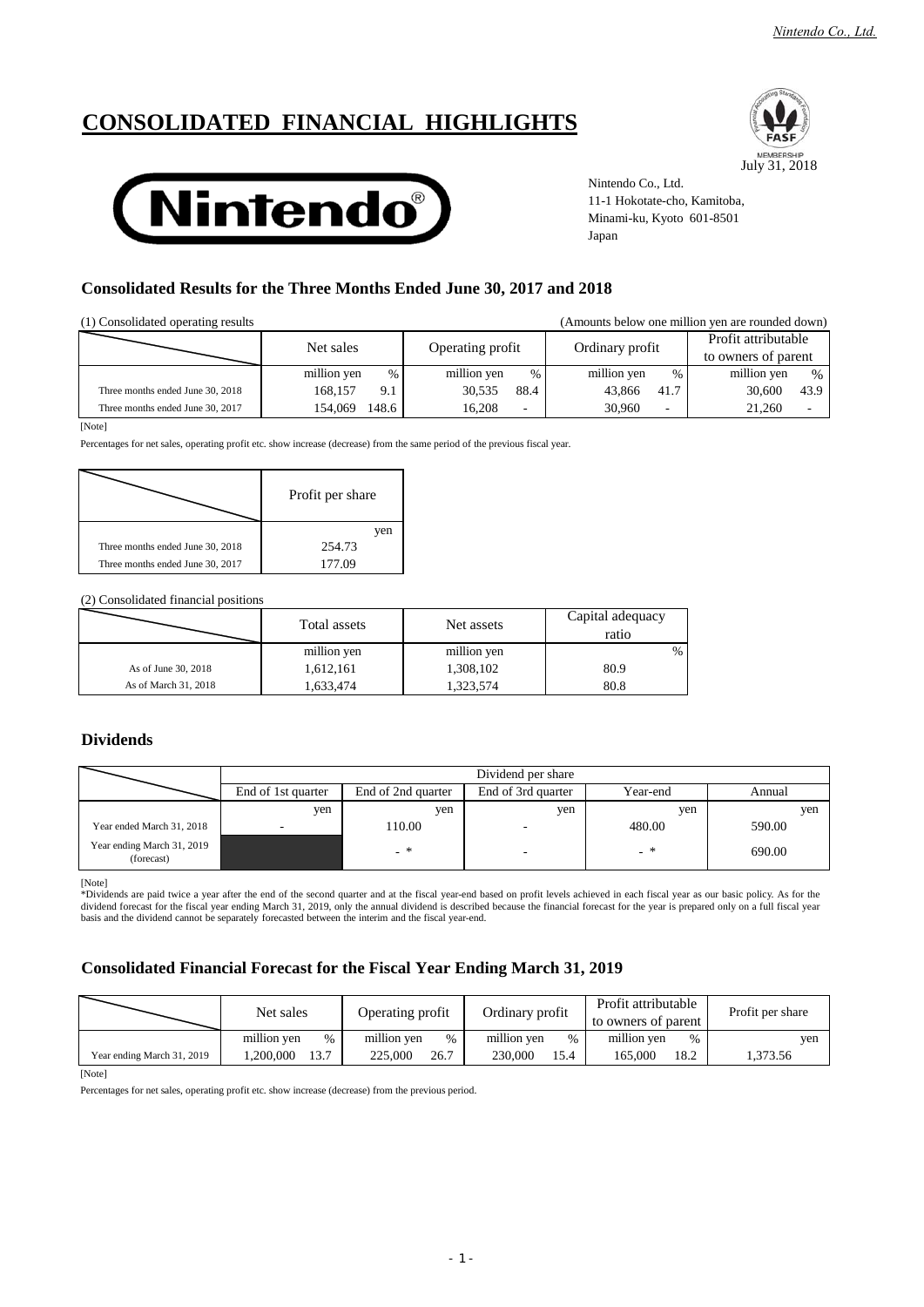*Nintendo Co., Ltd.*

# CONSOLIDATED FINANCIAL HIGHLIGHTS

July 31, 2018

Nintendo Co., Ltd.
11-1 Hokotate-cho, Kamitoba,
Minami-ku, Kyoto 601-8501
Japan

## Consolidated Results for the Three Months Ended June 30, 2017 and 2018

(1) Consolidated operating results (Amounts below one million yen are rounded down)

| | Net sales | | Operating profit | | Ordinary profit | | Profit attributable to owners of parent | |
|---|---|---|---|---|---|---|---|---|
| | million yen | % | million yen | % | million yen | % | million yen | % |
| Three months ended June 30, 2018 | 168,157 | 9.1 | 30,535 | 88.4 | 43,866 | 41.7 | 30,600 | 43.9 |
| Three months ended June 30, 2017 | 154,069 | 148.6 | 16,208 | - | 30,960 | - | 21,260 | - |

[Note]

Percentages for net sales, operating profit etc. show increase (decrease) from the same period of the previous fiscal year.

| | Profit per share |
|---|---|
| | yen |
| Three months ended June 30, 2018 | 254.73 |
| Three months ended June 30, 2017 | 177.09 |

(2) Consolidated financial positions

| | Total assets | Net assets | Capital adequacy ratio |
|---|---|---|---|
| | million yen | million yen | % |
| As of June 30, 2018 | 1,612,161 | 1,308,102 | 80.9 |
| As of March 31, 2018 | 1,633,474 | 1,323,574 | 80.8 |

## Dividends

| | Dividend per share | | | | |
|---|---|---|---|---|---|
| | End of 1st quarter | End of 2nd quarter | End of 3rd quarter | Year-end | Annual |
| | yen | yen | yen | yen | yen |
| Year ended March 31, 2018 | - | 110.00 | - | 480.00 | 590.00 |
| Year ending March 31, 2019 (forecast) | | - * | - | - * | 690.00 |

[Note]

*Dividends are paid twice a year after the end of the second quarter and at the fiscal year-end based on profit levels achieved in each fiscal year as our basic policy. As for the dividend forecast for the fiscal year ending March 31, 2019, only the annual dividend is described because the financial forecast for the year is prepared only on a full fiscal year basis and the dividend cannot be separately forecasted between the interim and the fiscal year-end.

## Consolidated Financial Forecast for the Fiscal Year Ending March 31, 2019

| | Net sales | | Operating profit | | Ordinary profit | | Profit attributable to owners of parent | | Profit per share |
|---|---|---|---|---|---|---|---|---|---|
| | million yen | % | million yen | % | million yen | % | million yen | % | yen |
| Year ending March 31, 2019 | 1,200,000 | 13.7 | 225,000 | 26.7 | 230,000 | 15.4 | 165,000 | 18.2 | 1,373.56 |

[Note]

Percentages for net sales, operating profit etc. show increase (decrease) from the previous period.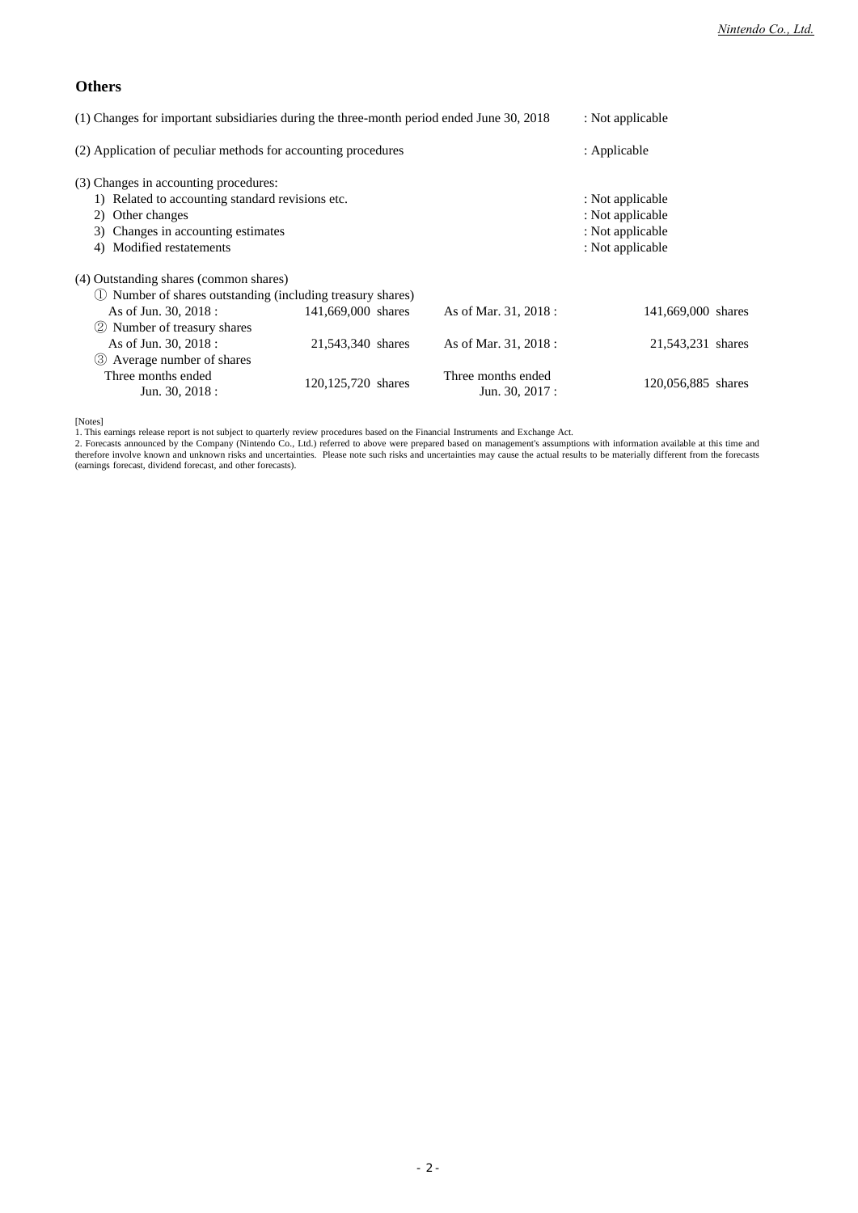## Others

| | |
|---|---|
| (1) Changes for important subsidiaries during the three-month period ended June 30, 2018 | : Not applicable |
| (2) Application of peculiar methods for accounting procedures | : Applicable |
| (3) Changes in accounting procedures: | |
| 1) Related to accounting standard revisions etc. | : Not applicable |
| 2) Other changes | : Not applicable |
| 3) Changes in accounting estimates | : Not applicable |
| 4) Modified restatements | : Not applicable |

(4) Outstanding shares (common shares)

| | | | |
|---|---|---|---|
| ① Number of shares outstanding (including treasury shares) | | | |
| As of Jun. 30, 2018 : | 141,669,000 shares | As of Mar. 31, 2018 : | 141,669,000 shares |
| ② Number of treasury shares | | | |
| As of Jun. 30, 2018 : | 21,543,340 shares | As of Mar. 31, 2018 : | 21,543,231 shares |
| ③ Average number of shares | | | |
| Three months ended Jun. 30, 2018 : | 120,125,720 shares | Three months ended Jun. 30, 2017 : | 120,056,885 shares |

[Notes]
1. This earnings release report is not subject to quarterly review procedures based on the Financial Instruments and Exchange Act.
2. Forecasts announced by the Company (Nintendo Co., Ltd.) referred to above were prepared based on management's assumptions with information available at this time and therefore involve known and unknown risks and uncertainties. Please note such risks and uncertainties may cause the actual results to be materially different from the forecasts (earnings forecast, dividend forecast, and other forecasts).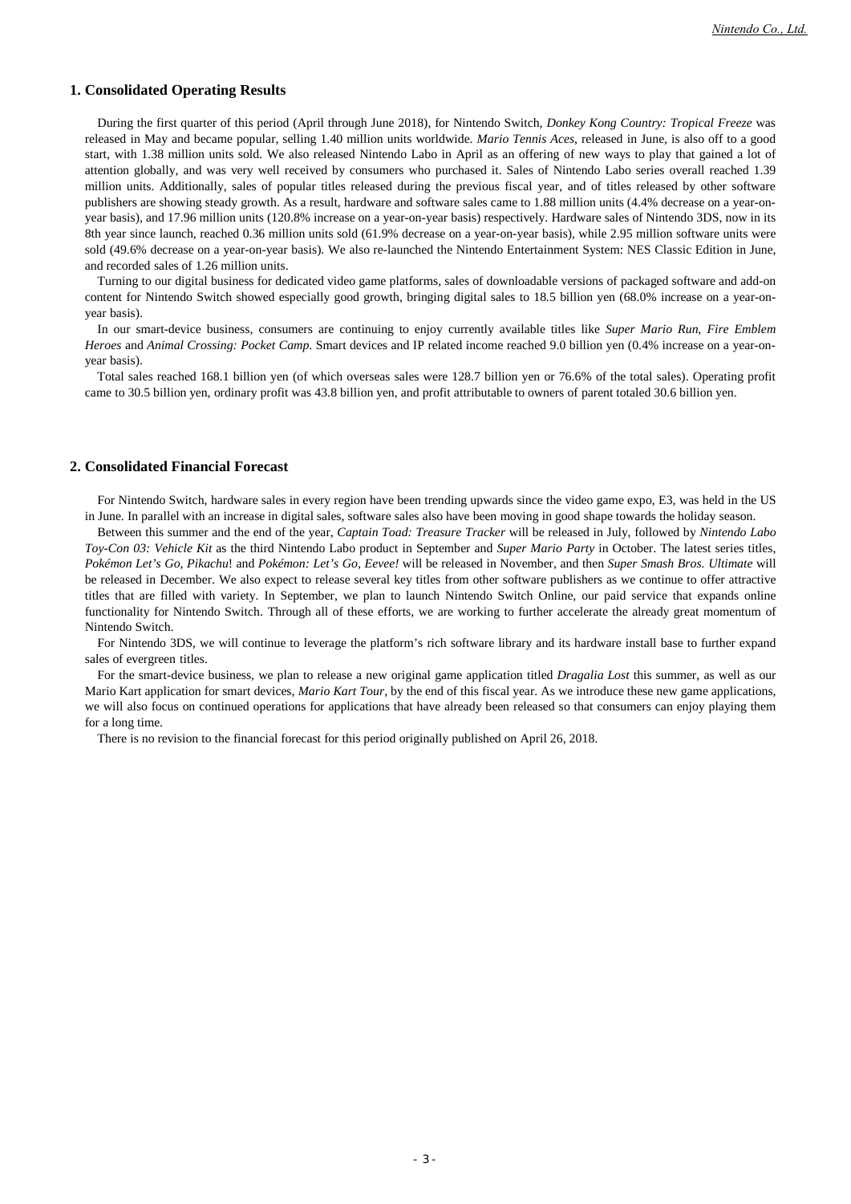## 1. Consolidated Operating Results

During the first quarter of this period (April through June 2018), for Nintendo Switch, *Donkey Kong Country: Tropical Freeze* was released in May and became popular, selling 1.40 million units worldwide. *Mario Tennis Aces*, released in June, is also off to a good start, with 1.38 million units sold. We also released Nintendo Labo in April as an offering of new ways to play that gained a lot of attention globally, and was very well received by consumers who purchased it. Sales of Nintendo Labo series overall reached 1.39 million units. Additionally, sales of popular titles released during the previous fiscal year, and of titles released by other software publishers are showing steady growth. As a result, hardware and software sales came to 1.88 million units (4.4% decrease on a year-on-year basis), and 17.96 million units (120.8% increase on a year-on-year basis) respectively. Hardware sales of Nintendo 3DS, now in its 8th year since launch, reached 0.36 million units sold (61.9% decrease on a year-on-year basis), while 2.95 million software units were sold (49.6% decrease on a year-on-year basis). We also re-launched the Nintendo Entertainment System: NES Classic Edition in June, and recorded sales of 1.26 million units.

Turning to our digital business for dedicated video game platforms, sales of downloadable versions of packaged software and add-on content for Nintendo Switch showed especially good growth, bringing digital sales to 18.5 billion yen (68.0% increase on a year-on-year basis).

In our smart-device business, consumers are continuing to enjoy currently available titles like *Super Mario Run*, *Fire Emblem Heroes* and *Animal Crossing: Pocket Camp*. Smart devices and IP related income reached 9.0 billion yen (0.4% increase on a year-on-year basis).

Total sales reached 168.1 billion yen (of which overseas sales were 128.7 billion yen or 76.6% of the total sales). Operating profit came to 30.5 billion yen, ordinary profit was 43.8 billion yen, and profit attributable to owners of parent totaled 30.6 billion yen.

## 2. Consolidated Financial Forecast

For Nintendo Switch, hardware sales in every region have been trending upwards since the video game expo, E3, was held in the US in June. In parallel with an increase in digital sales, software sales also have been moving in good shape towards the holiday season.

Between this summer and the end of the year, *Captain Toad: Treasure Tracker* will be released in July, followed by *Nintendo Labo Toy-Con 03: Vehicle Kit* as the third Nintendo Labo product in September and *Super Mario Party* in October. The latest series titles, *Pokémon Let's Go, Pikachu*! and *Pokémon: Let's Go, Eevee!* will be released in November, and then *Super Smash Bros. Ultimate* will be released in December. We also expect to release several key titles from other software publishers as we continue to offer attractive titles that are filled with variety. In September, we plan to launch Nintendo Switch Online, our paid service that expands online functionality for Nintendo Switch. Through all of these efforts, we are working to further accelerate the already great momentum of Nintendo Switch.

For Nintendo 3DS, we will continue to leverage the platform's rich software library and its hardware install base to further expand sales of evergreen titles.

For the smart-device business, we plan to release a new original game application titled *Dragalia Lost* this summer, as well as our Mario Kart application for smart devices, *Mario Kart Tour*, by the end of this fiscal year. As we introduce these new game applications, we will also focus on continued operations for applications that have already been released so that consumers can enjoy playing them for a long time.

There is no revision to the financial forecast for this period originally published on April 26, 2018.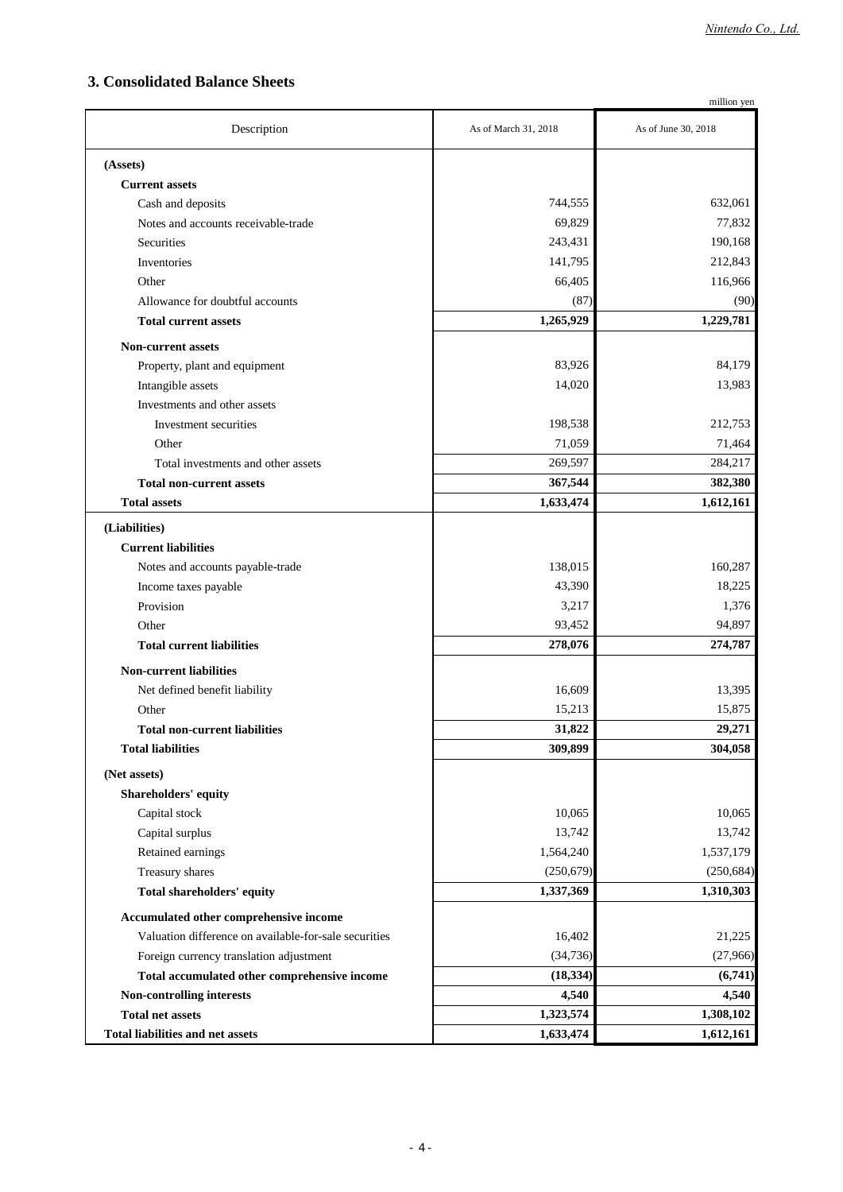## 3. Consolidated Balance Sheets

million yen

| Description | As of March 31, 2018 | As of June 30, 2018 |
|---|---|---|
| **(Assets)** | | |
| **Current assets** | | |
| Cash and deposits | 744,555 | 632,061 |
| Notes and accounts receivable-trade | 69,829 | 77,832 |
| Securities | 243,431 | 190,168 |
| Inventories | 141,795 | 212,843 |
| Other | 66,405 | 116,966 |
| Allowance for doubtful accounts | (87) | (90) |
| **Total current assets** | **1,265,929** | **1,229,781** |
| **Non-current assets** | | |
| Property, plant and equipment | 83,926 | 84,179 |
| Intangible assets | 14,020 | 13,983 |
| Investments and other assets | | |
| Investment securities | 198,538 | 212,753 |
| Other | 71,059 | 71,464 |
| Total investments and other assets | 269,597 | 284,217 |
| **Total non-current assets** | **367,544** | **382,380** |
| **Total assets** | **1,633,474** | **1,612,161** |
| **(Liabilities)** | | |
| **Current liabilities** | | |
| Notes and accounts payable-trade | 138,015 | 160,287 |
| Income taxes payable | 43,390 | 18,225 |
| Provision | 3,217 | 1,376 |
| Other | 93,452 | 94,897 |
| **Total current liabilities** | **278,076** | **274,787** |
| **Non-current liabilities** | | |
| Net defined benefit liability | 16,609 | 13,395 |
| Other | 15,213 | 15,875 |
| **Total non-current liabilities** | **31,822** | **29,271** |
| **Total liabilities** | **309,899** | **304,058** |
| **(Net assets)** | | |
| **Shareholders' equity** | | |
| Capital stock | 10,065 | 10,065 |
| Capital surplus | 13,742 | 13,742 |
| Retained earnings | 1,564,240 | 1,537,179 |
| Treasury shares | (250,679) | (250,684) |
| **Total shareholders' equity** | **1,337,369** | **1,310,303** |
| **Accumulated other comprehensive income** | | |
| Valuation difference on available-for-sale securities | 16,402 | 21,225 |
| Foreign currency translation adjustment | (34,736) | (27,966) |
| **Total accumulated other comprehensive income** | **(18,334)** | **(6,741)** |
| **Non-controlling interests** | **4,540** | **4,540** |
| **Total net assets** | **1,323,574** | **1,308,102** |
| **Total liabilities and net assets** | **1,633,474** | **1,612,161** |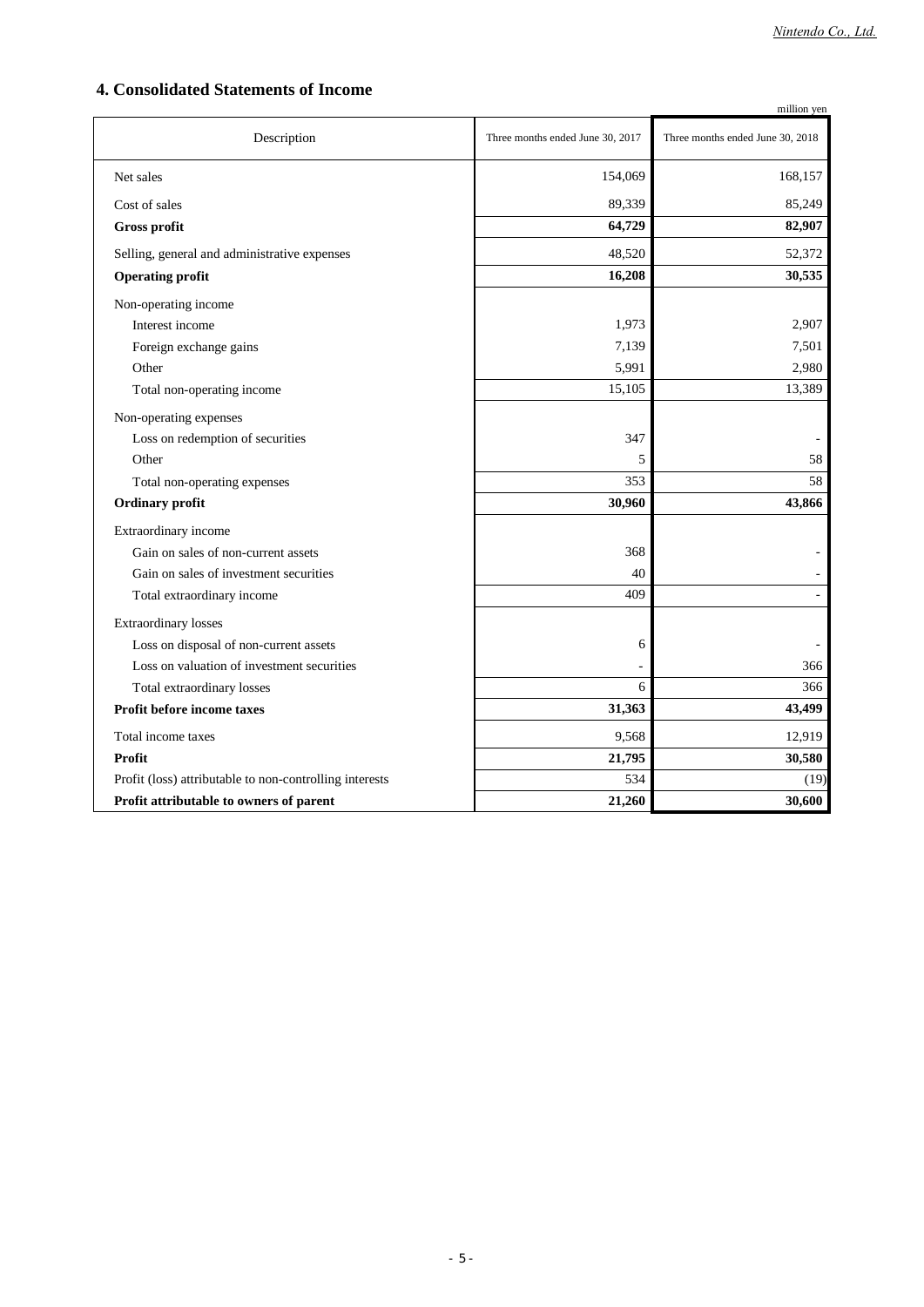## 4. Consolidated Statements of Income

million yen

| Description | Three months ended June 30, 2017 | Three months ended June 30, 2018 |
|---|---|---|
| Net sales | 154,069 | 168,157 |
| Cost of sales | 89,339 | 85,249 |
| **Gross profit** | **64,729** | **82,907** |
| Selling, general and administrative expenses | 48,520 | 52,372 |
| **Operating profit** | **16,208** | **30,535** |
| Non-operating income | | |
| Interest income | 1,973 | 2,907 |
| Foreign exchange gains | 7,139 | 7,501 |
| Other | 5,991 | 2,980 |
| Total non-operating income | 15,105 | 13,389 |
| Non-operating expenses | | |
| Loss on redemption of securities | 347 | - |
| Other | 5 | 58 |
| Total non-operating expenses | 353 | 58 |
| **Ordinary profit** | **30,960** | **43,866** |
| Extraordinary income | | |
| Gain on sales of non-current assets | 368 | - |
| Gain on sales of investment securities | 40 | - |
| Total extraordinary income | 409 | - |
| Extraordinary losses | | |
| Loss on disposal of non-current assets | 6 | - |
| Loss on valuation of investment securities | - | 366 |
| Total extraordinary losses | 6 | 366 |
| **Profit before income taxes** | **31,363** | **43,499** |
| Total income taxes | 9,568 | 12,919 |
| **Profit** | **21,795** | **30,580** |
| Profit (loss) attributable to non-controlling interests | 534 | (19) |
| **Profit attributable to owners of parent** | **21,260** | **30,600** |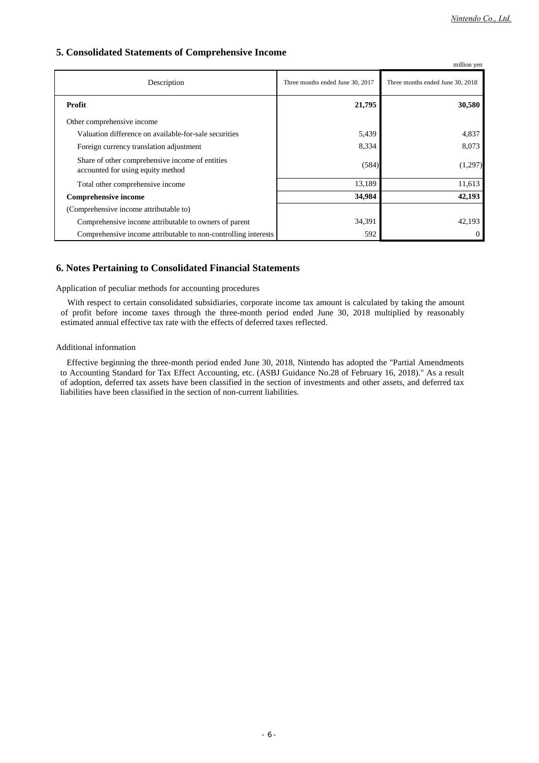## 5. Consolidated Statements of Comprehensive Income

million yen

| Description | Three months ended June 30, 2017 | Three months ended June 30, 2018 |
|---|---|---|
| **Profit** | **21,795** | **30,580** |
| Other comprehensive income | | |
| Valuation difference on available-for-sale securities | 5,439 | 4,837 |
| Foreign currency translation adjustment | 8,334 | 8,073 |
| Share of other comprehensive income of entities accounted for using equity method | (584) | (1,297) |
| Total other comprehensive income | 13,189 | 11,613 |
| **Comprehensive income** | **34,984** | **42,193** |
| (Comprehensive income attributable to) | | |
| Comprehensive income attributable to owners of parent | 34,391 | 42,193 |
| Comprehensive income attributable to non-controlling interests | 592 | 0 |

## 6. Notes Pertaining to Consolidated Financial Statements

Application of peculiar methods for accounting procedures

With respect to certain consolidated subsidiaries, corporate income tax amount is calculated by taking the amount of profit before income taxes through the three-month period ended June 30, 2018 multiplied by reasonably estimated annual effective tax rate with the effects of deferred taxes reflected.

Additional information

Effective beginning the three-month period ended June 30, 2018, Nintendo has adopted the "Partial Amendments to Accounting Standard for Tax Effect Accounting, etc. (ASBJ Guidance No.28 of February 16, 2018)." As a result of adoption, deferred tax assets have been classified in the section of investments and other assets, and deferred tax liabilities have been classified in the section of non-current liabilities.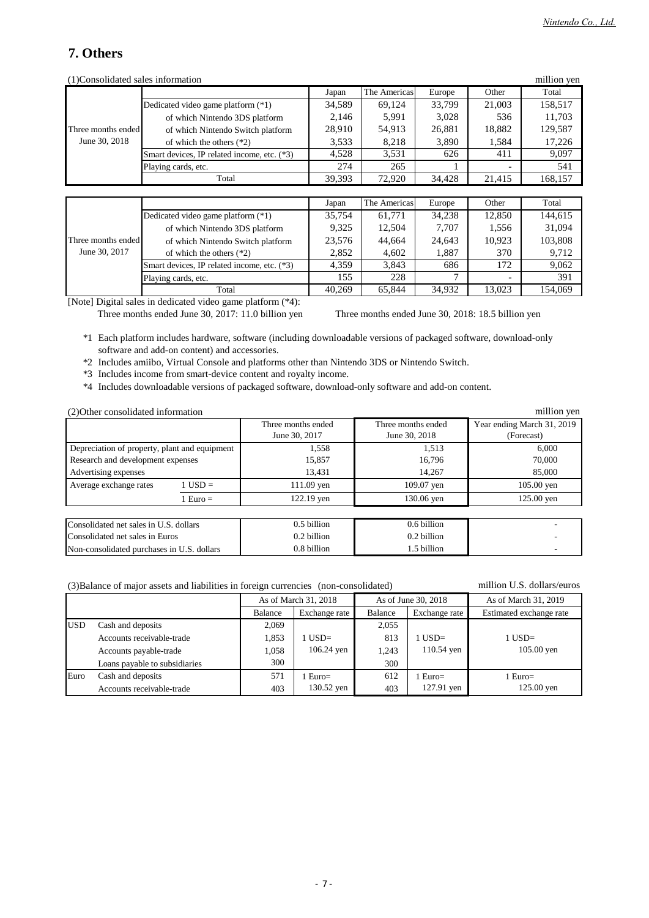## 7. Others

(1)Consolidated sales information

million yen

| | | Japan | The Americas | Europe | Other | Total |
|---|---|---|---|---|---|---|
| Three months ended June 30, 2018 | Dedicated video game platform (*1) | 34,589 | 69,124 | 33,799 | 21,003 | 158,517 |
| | of which Nintendo 3DS platform | 2,146 | 5,991 | 3,028 | 536 | 11,703 |
| | of which Nintendo Switch platform | 28,910 | 54,913 | 26,881 | 18,882 | 129,587 |
| | of which the others (*2) | 3,533 | 8,218 | 3,890 | 1,584 | 17,226 |
| | Smart devices, IP related income, etc. (*3) | 4,528 | 3,531 | 626 | 411 | 9,097 |
| | Playing cards, etc. | 274 | 265 | 1 | - | 541 |
| | Total | 39,393 | 72,920 | 34,428 | 21,415 | 168,157 |

| | | Japan | The Americas | Europe | Other | Total |
|---|---|---|---|---|---|---|
| Three months ended June 30, 2017 | Dedicated video game platform (*1) | 35,754 | 61,771 | 34,238 | 12,850 | 144,615 |
| | of which Nintendo 3DS platform | 9,325 | 12,504 | 7,707 | 1,556 | 31,094 |
| | of which Nintendo Switch platform | 23,576 | 44,664 | 24,643 | 10,923 | 103,808 |
| | of which the others (*2) | 2,852 | 4,602 | 1,887 | 370 | 9,712 |
| | Smart devices, IP related income, etc. (*3) | 4,359 | 3,843 | 686 | 172 | 9,062 |
| | Playing cards, etc. | 155 | 228 | 7 | - | 391 |
| | Total | 40,269 | 65,844 | 34,932 | 13,023 | 154,069 |

[Note] Digital sales in dedicated video game platform (*4):
Three months ended June 30, 2017: 11.0 billion yen Three months ended June 30, 2018: 18.5 billion yen

*1 Each platform includes hardware, software (including downloadable versions of packaged software, download-only software and add-on content) and accessories.

*2 Includes amiibo, Virtual Console and platforms other than Nintendo 3DS or Nintendo Switch.

*3 Includes income from smart-device content and royalty income.

*4 Includes downloadable versions of packaged software, download-only software and add-on content.

(2)Other consolidated information

million yen

| | | Three months ended June 30, 2017 | Three months ended June 30, 2018 | Year ending March 31, 2019 (Forecast) |
|---|---|---|---|---|
| Depreciation of property, plant and equipment | | 1,558 | 1,513 | 6,000 |
| Research and development expenses | | 15,857 | 16,796 | 70,000 |
| Advertising expenses | | 13,431 | 14,267 | 85,000 |
| Average exchange rates | 1 USD = | 111.09 yen | 109.07 yen | 105.00 yen |
| | 1 Euro = | 122.19 yen | 130.06 yen | 125.00 yen |

| | | | |
|---|---|---|---|
| Consolidated net sales in U.S. dollars | 0.5 billion | 0.6 billion | - |
| Consolidated net sales in Euros | 0.2 billion | 0.2 billion | - |
| Non-consolidated purchases in U.S. dollars | 0.8 billion | 1.5 billion | - |

(3)Balance of major assets and liabilities in foreign currencies (non-consolidated)

million U.S. dollars/euros

| | | As of March 31, 2018 | | As of June 30, 2018 | | As of March 31, 2019 |
|---|---|---|---|---|---|---|
| | | Balance | Exchange rate | Balance | Exchange rate | Estimated exchange rate |
| USD | Cash and deposits | 2,069 | 1 USD= 106.24 yen | 2,055 | 1 USD= 110.54 yen | 1 USD= 105.00 yen |
| | Accounts receivable-trade | 1,853 | | 813 | | |
| | Accounts payable-trade | 1,058 | | 1,243 | | |
| | Loans payable to subsidiaries | 300 | | 300 | | |
| Euro | Cash and deposits | 571 | 1 Euro= 130.52 yen | 612 | 1 Euro= 127.91 yen | 1 Euro= 125.00 yen |
| | Accounts receivable-trade | 403 | | 403 | | |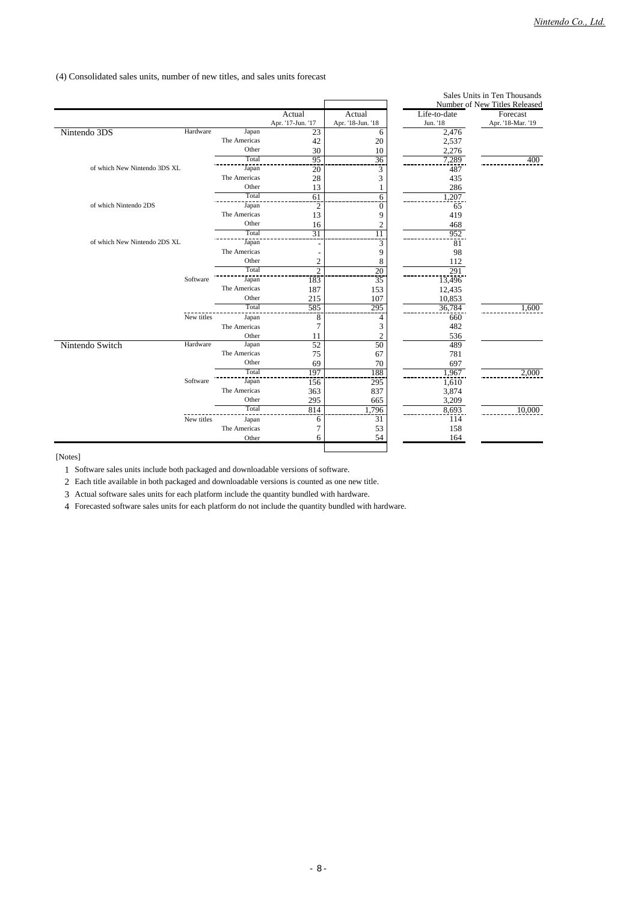(4) Consolidated sales units, number of new titles, and sales units forecast

Sales Units in Ten Thousands
Number of New Titles Released

| | | | Actual Apr. '17-Jun. '17 | Actual Apr. '18-Jun. '18 | Life-to-date Jun. '18 | Forecast Apr. '18-Mar. '19 |
|---|---|---|---|---|---|---|
| Nintendo 3DS | Hardware | Japan | 23 | 6 | 2,476 | |
| | | The Americas | 42 | 20 | 2,537 | |
| | | Other | 30 | 10 | 2,276 | |
| | | Total | 95 | 36 | 7,289 | 400 |
| of which New Nintendo 3DS XL | | Japan | 20 | 3 | 487 | |
| | | The Americas | 28 | 3 | 435 | |
| | | Other | 13 | 1 | 286 | |
| | | Total | 61 | 6 | 1,207 | |
| of which Nintendo 2DS | | Japan | 2 | 0 | 65 | |
| | | The Americas | 13 | 9 | 419 | |
| | | Other | 16 | 2 | 468 | |
| | | Total | 31 | 11 | 952 | |
| of which New Nintendo 2DS XL | | Japan | - | 3 | 81 | |
| | | The Americas | - | 9 | 98 | |
| | | Other | 2 | 8 | 112 | |
| | | Total | 2 | 20 | 291 | |
| | Software | Japan | 183 | 35 | 13,496 | |
| | | The Americas | 187 | 153 | 12,435 | |
| | | Other | 215 | 107 | 10,853 | |
| | | Total | 585 | 295 | 36,784 | 1,600 |
| | New titles | Japan | 8 | 4 | 660 | |
| | | The Americas | 7 | 3 | 482 | |
| | | Other | 11 | 2 | 536 | |
| Nintendo Switch | Hardware | Japan | 52 | 50 | 489 | |
| | | The Americas | 75 | 67 | 781 | |
| | | Other | 69 | 70 | 697 | |
| | | Total | 197 | 188 | 1,967 | 2,000 |
| | Software | Japan | 156 | 295 | 1,610 | |
| | | The Americas | 363 | 837 | 3,874 | |
| | | Other | 295 | 665 | 3,209 | |
| | | Total | 814 | 1,796 | 8,693 | 10,000 |
| | New titles | Japan | 6 | 31 | 114 | |
| | | The Americas | 7 | 53 | 158 | |
| | | Other | 6 | 54 | 164 | |

[Notes]

1 Software sales units include both packaged and downloadable versions of software.

2 Each title available in both packaged and downloadable versions is counted as one new title.

3 Actual software sales units for each platform include the quantity bundled with hardware.

4 Forecasted software sales units for each platform do not include the quantity bundled with hardware.